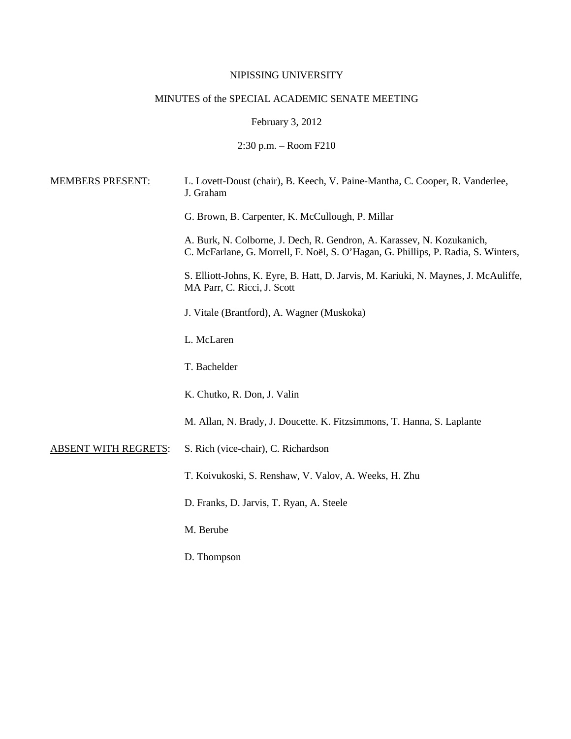NIPISSING UNIVERSITY

MINUTES of the SPECIAL ACADEMIC SENATE MEETING

February 3, 2012

2:30 p.m. – Room F210

MEMBERS PRESENT:

L. Lovett-Doust (chair), B. Keech, V. Paine-Mantha, C. Cooper, R. Vanderlee, J. Graham

G. Brown, B. Carpenter, K. McCullough, P. Millar

A. Burk, N. Colborne, J. Dech, R. Gendron, A. Karassev, N. Kozukanich, C. McFarlane, G. Morrell, F. Noël, S. O'Hagan, G. Phillips, P. Radia, S. Winters,

S. Elliott-Johns, K. Eyre, B. Hatt, D. Jarvis, M. Kariuki, N. Maynes, J. McAuliffe, MA Parr, C. Ricci, J. Scott

J. Vitale (Brantford), A. Wagner (Muskoka)

L. McLaren

T. Bachelder

K. Chutko, R. Don, J. Valin

M. Allan, N. Brady, J. Doucette. K. Fitzsimmons, T. Hanna, S. Laplante

ABSENT WITH REGRETS:

S. Rich (vice-chair), C. Richardson

T. Koivukoski, S. Renshaw, V. Valov, A. Weeks, H. Zhu

D. Franks, D. Jarvis, T. Ryan, A. Steele

M. Berube

D. Thompson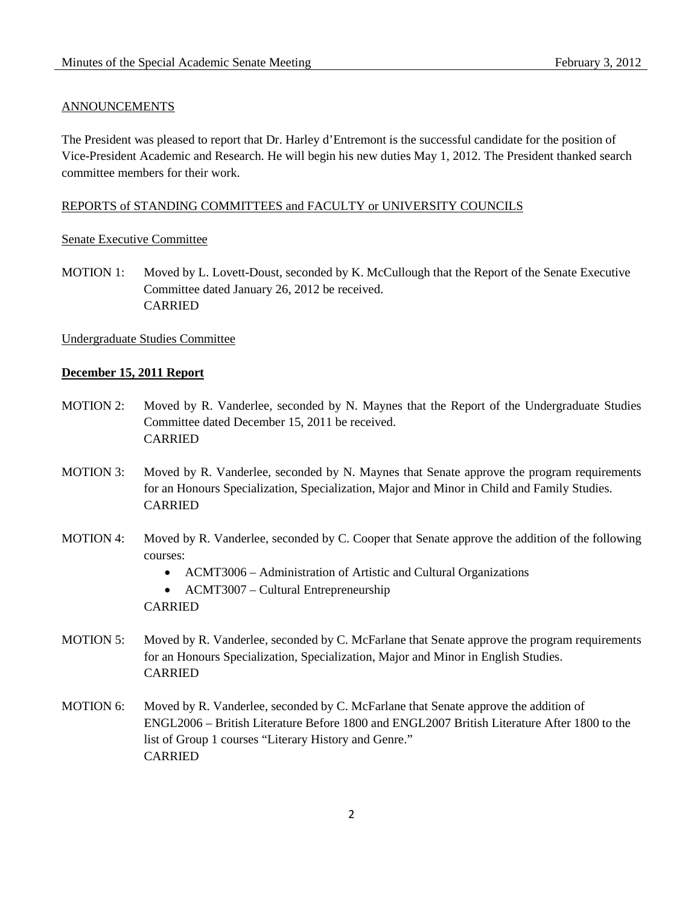## ANNOUNCEMENTS

The President was pleased to report that Dr. Harley d'Entremont is the successful candidate for the position of Vice-President Academic and Research. He will begin his new duties May 1, 2012. The President thanked search committee members for their work.

## REPORTS of STANDING COMMITTEES and FACULTY or UNIVERSITY COUNCILS

### Senate Executive Committee

MOTION 1: Moved by L. Lovett-Doust, seconded by K. McCullough that the Report of the Senate Executive Committee dated January 26, 2012 be received.
CARRIED

### Undergraduate Studies Committee

**December 15, 2011 Report**

MOTION 2: Moved by R. Vanderlee, seconded by N. Maynes that the Report of the Undergraduate Studies Committee dated December 15, 2011 be received.
CARRIED

MOTION 3: Moved by R. Vanderlee, seconded by N. Maynes that Senate approve the program requirements for an Honours Specialization, Specialization, Major and Minor in Child and Family Studies.
CARRIED

MOTION 4: Moved by R. Vanderlee, seconded by C. Cooper that Senate approve the addition of the following courses:

- ACMT3006 – Administration of Artistic and Cultural Organizations
- ACMT3007 – Cultural Entrepreneurship

CARRIED

MOTION 5: Moved by R. Vanderlee, seconded by C. McFarlane that Senate approve the program requirements for an Honours Specialization, Specialization, Major and Minor in English Studies.
CARRIED

MOTION 6: Moved by R. Vanderlee, seconded by C. McFarlane that Senate approve the addition of ENGL2006 – British Literature Before 1800 and ENGL2007 British Literature After 1800 to the list of Group 1 courses "Literary History and Genre."
CARRIED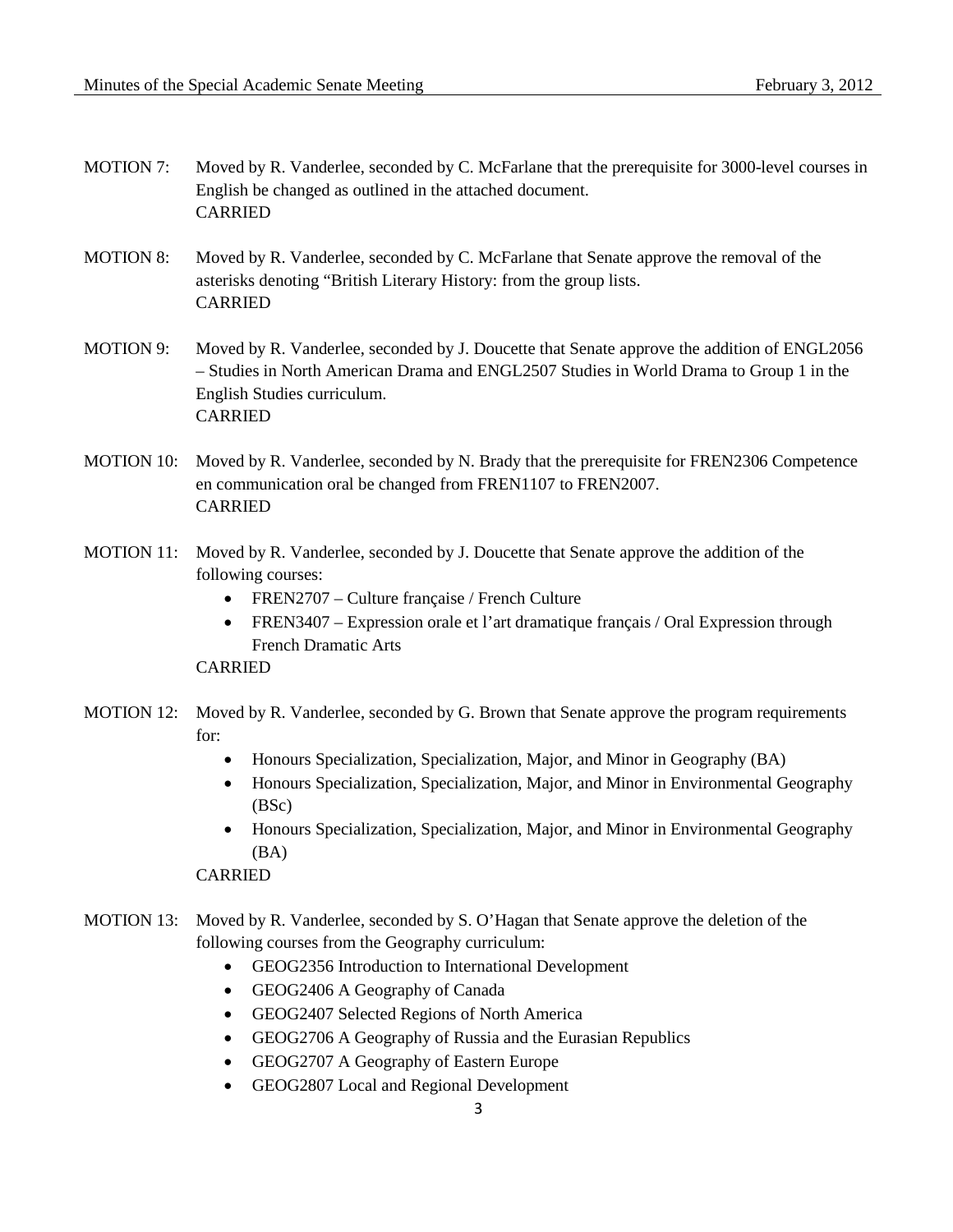MOTION 7: Moved by R. Vanderlee, seconded by C. McFarlane that the prerequisite for 3000-level courses in English be changed as outlined in the attached document.
CARRIED

MOTION 8: Moved by R. Vanderlee, seconded by C. McFarlane that Senate approve the removal of the asterisks denoting "British Literary History: from the group lists.
CARRIED

MOTION 9: Moved by R. Vanderlee, seconded by J. Doucette that Senate approve the addition of ENGL2056 – Studies in North American Drama and ENGL2507 Studies in World Drama to Group 1 in the English Studies curriculum.
CARRIED

MOTION 10: Moved by R. Vanderlee, seconded by N. Brady that the prerequisite for FREN2306 Competence en communication oral be changed from FREN1107 to FREN2007.
CARRIED

MOTION 11: Moved by R. Vanderlee, seconded by J. Doucette that Senate approve the addition of the following courses:

- FREN2707 – Culture française / French Culture
- FREN3407 – Expression orale et l'art dramatique français / Oral Expression through French Dramatic Arts

CARRIED

MOTION 12: Moved by R. Vanderlee, seconded by G. Brown that Senate approve the program requirements for:

- Honours Specialization, Specialization, Major, and Minor in Geography (BA)
- Honours Specialization, Specialization, Major, and Minor in Environmental Geography (BSc)
- Honours Specialization, Specialization, Major, and Minor in Environmental Geography (BA)

CARRIED

MOTION 13: Moved by R. Vanderlee, seconded by S. O'Hagan that Senate approve the deletion of the following courses from the Geography curriculum:

- GEOG2356 Introduction to International Development
- GEOG2406 A Geography of Canada
- GEOG2407 Selected Regions of North America
- GEOG2706 A Geography of Russia and the Eurasian Republics
- GEOG2707 A Geography of Eastern Europe
- GEOG2807 Local and Regional Development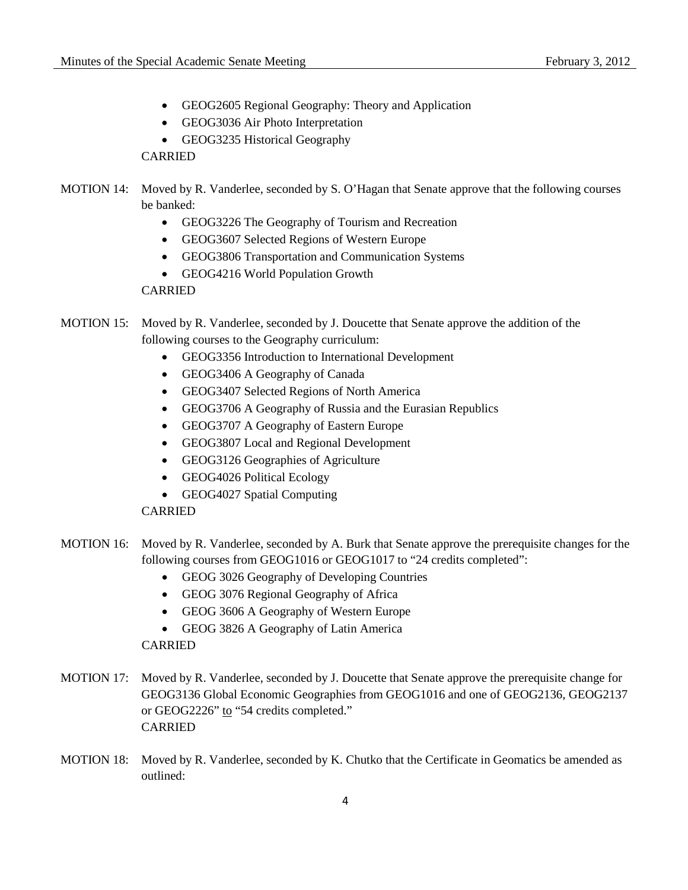- GEOG2605 Regional Geography: Theory and Application
- GEOG3036 Air Photo Interpretation
- GEOG3235 Historical Geography

CARRIED

MOTION 14: Moved by R. Vanderlee, seconded by S. O'Hagan that Senate approve that the following courses be banked:

- GEOG3226 The Geography of Tourism and Recreation
- GEOG3607 Selected Regions of Western Europe
- GEOG3806 Transportation and Communication Systems
- GEOG4216 World Population Growth

CARRIED

MOTION 15: Moved by R. Vanderlee, seconded by J. Doucette that Senate approve the addition of the following courses to the Geography curriculum:

- GEOG3356 Introduction to International Development
- GEOG3406 A Geography of Canada
- GEOG3407 Selected Regions of North America
- GEOG3706 A Geography of Russia and the Eurasian Republics
- GEOG3707 A Geography of Eastern Europe
- GEOG3807 Local and Regional Development
- GEOG3126 Geographies of Agriculture
- GEOG4026 Political Ecology
- GEOG4027 Spatial Computing

CARRIED

MOTION 16: Moved by R. Vanderlee, seconded by A. Burk that Senate approve the prerequisite changes for the following courses from GEOG1016 or GEOG1017 to "24 credits completed":

- GEOG 3026 Geography of Developing Countries
- GEOG 3076 Regional Geography of Africa
- GEOG 3606 A Geography of Western Europe
- GEOG 3826 A Geography of Latin America

CARRIED

MOTION 17: Moved by R. Vanderlee, seconded by J. Doucette that Senate approve the prerequisite change for GEOG3136 Global Economic Geographies from GEOG1016 and one of GEOG2136, GEOG2137 or GEOG2226" to "54 credits completed."
CARRIED

MOTION 18: Moved by R. Vanderlee, seconded by K. Chutko that the Certificate in Geomatics be amended as outlined: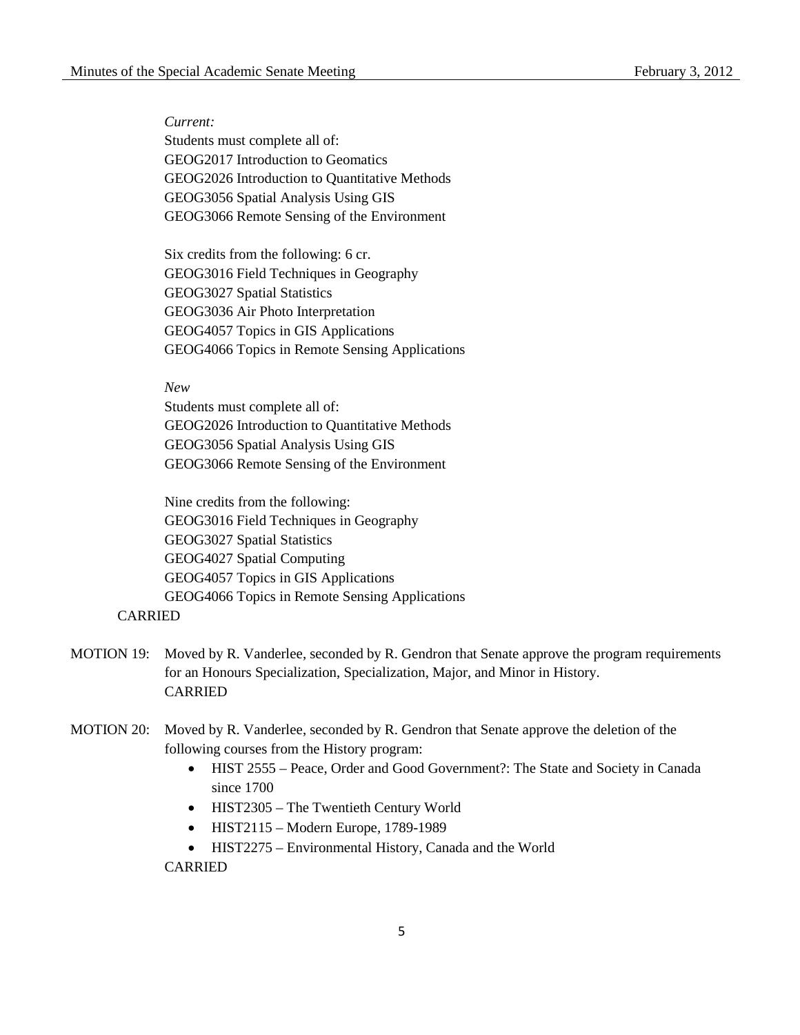*Current:*

Students must complete all of:
GEOG2017 Introduction to Geomatics
GEOG2026 Introduction to Quantitative Methods
GEOG3056 Spatial Analysis Using GIS
GEOG3066 Remote Sensing of the Environment

Six credits from the following: 6 cr.
GEOG3016 Field Techniques in Geography
GEOG3027 Spatial Statistics
GEOG3036 Air Photo Interpretation
GEOG4057 Topics in GIS Applications
GEOG4066 Topics in Remote Sensing Applications

*New*

Students must complete all of:
GEOG2026 Introduction to Quantitative Methods
GEOG3056 Spatial Analysis Using GIS
GEOG3066 Remote Sensing of the Environment

Nine credits from the following:
GEOG3016 Field Techniques in Geography
GEOG3027 Spatial Statistics
GEOG4027 Spatial Computing
GEOG4057 Topics in GIS Applications
GEOG4066 Topics in Remote Sensing Applications

CARRIED

MOTION 19: Moved by R. Vanderlee, seconded by R. Gendron that Senate approve the program requirements for an Honours Specialization, Specialization, Major, and Minor in History.
CARRIED

MOTION 20: Moved by R. Vanderlee, seconded by R. Gendron that Senate approve the deletion of the following courses from the History program:

- HIST 2555 – Peace, Order and Good Government?: The State and Society in Canada since 1700
- HIST2305 – The Twentieth Century World
- HIST2115 – Modern Europe, 1789-1989
- HIST2275 – Environmental History, Canada and the World

CARRIED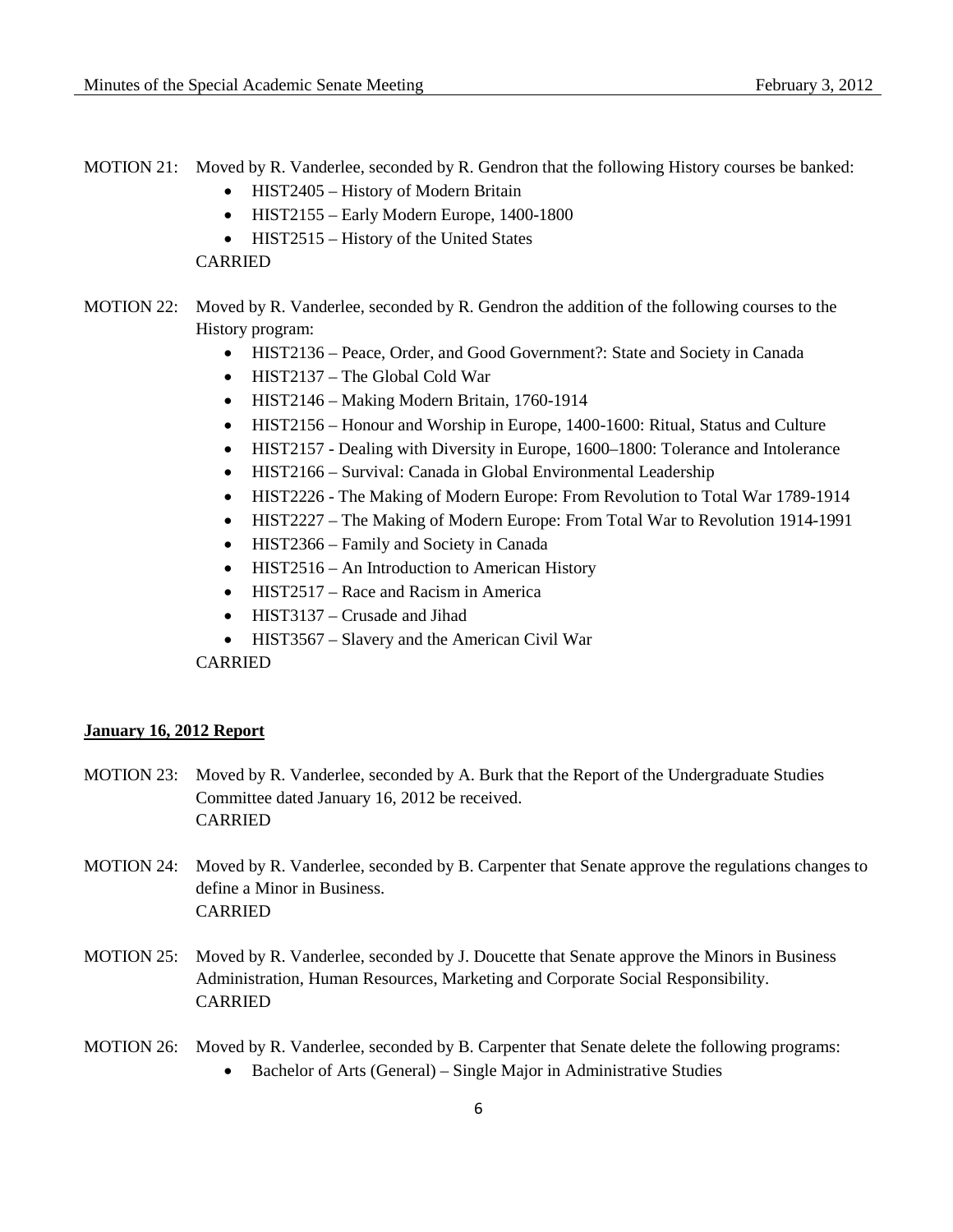MOTION 21: Moved by R. Vanderlee, seconded by R. Gendron that the following History courses be banked:

- HIST2405 – History of Modern Britain
- HIST2155 – Early Modern Europe, 1400-1800
- HIST2515 – History of the United States

CARRIED

MOTION 22: Moved by R. Vanderlee, seconded by R. Gendron the addition of the following courses to the History program:

- HIST2136 – Peace, Order, and Good Government?: State and Society in Canada
- HIST2137 – The Global Cold War
- HIST2146 – Making Modern Britain, 1760-1914
- HIST2156 – Honour and Worship in Europe, 1400-1600: Ritual, Status and Culture
- HIST2157 - Dealing with Diversity in Europe, 1600–1800: Tolerance and Intolerance
- HIST2166 – Survival: Canada in Global Environmental Leadership
- HIST2226 - The Making of Modern Europe: From Revolution to Total War 1789-1914
- HIST2227 – The Making of Modern Europe: From Total War to Revolution 1914-1991
- HIST2366 – Family and Society in Canada
- HIST2516 – An Introduction to American History
- HIST2517 – Race and Racism in America
- HIST3137 – Crusade and Jihad
- HIST3567 – Slavery and the American Civil War

CARRIED

**January 16, 2012 Report**

MOTION 23: Moved by R. Vanderlee, seconded by A. Burk that the Report of the Undergraduate Studies Committee dated January 16, 2012 be received.
CARRIED

MOTION 24: Moved by R. Vanderlee, seconded by B. Carpenter that Senate approve the regulations changes to define a Minor in Business.
CARRIED

MOTION 25: Moved by R. Vanderlee, seconded by J. Doucette that Senate approve the Minors in Business Administration, Human Resources, Marketing and Corporate Social Responsibility.
CARRIED

MOTION 26: Moved by R. Vanderlee, seconded by B. Carpenter that Senate delete the following programs:

- Bachelor of Arts (General) – Single Major in Administrative Studies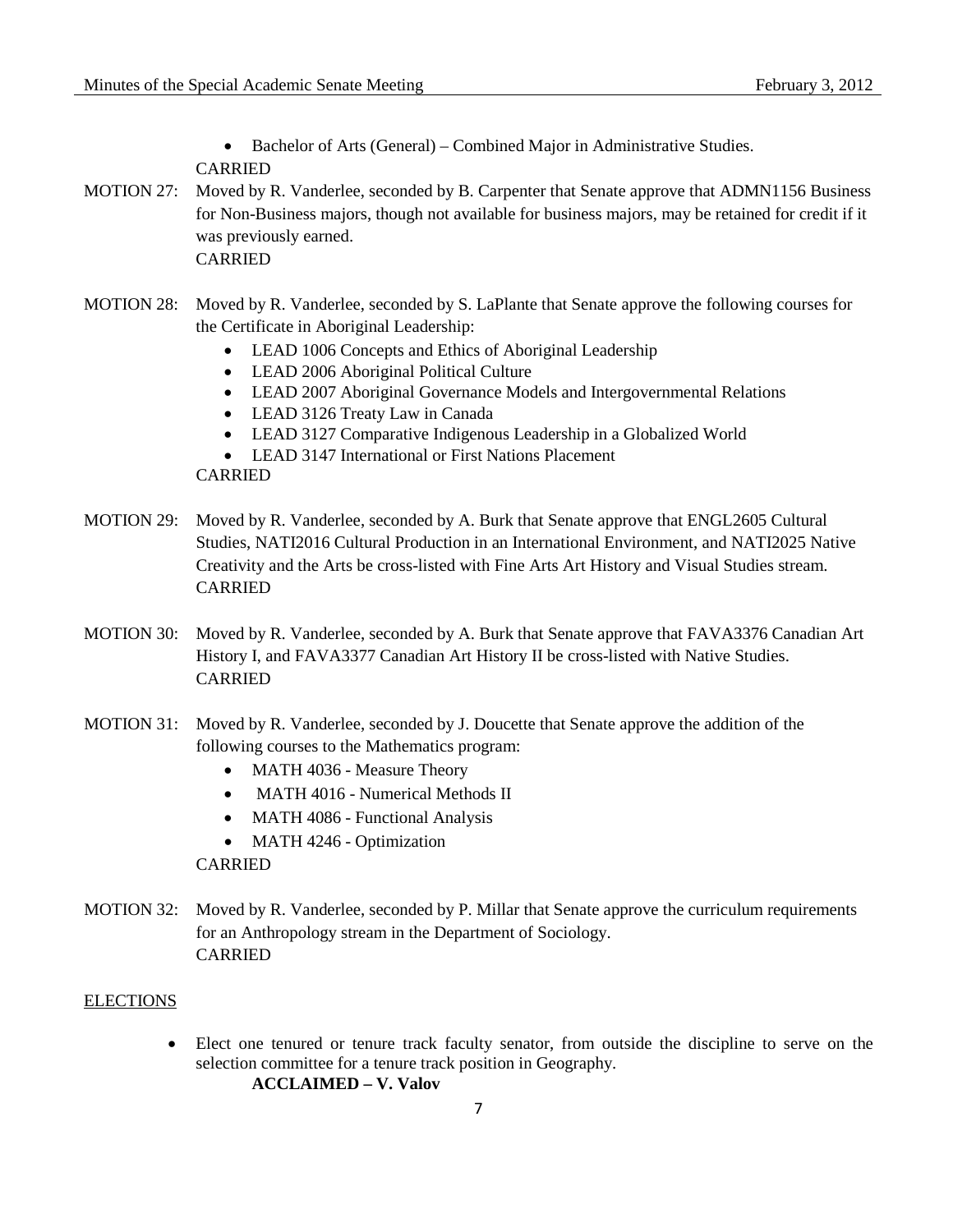- Bachelor of Arts (General) – Combined Major in Administrative Studies.

CARRIED

MOTION 27: Moved by R. Vanderlee, seconded by B. Carpenter that Senate approve that ADMN1156 Business for Non-Business majors, though not available for business majors, may be retained for credit if it was previously earned.
CARRIED

MOTION 28: Moved by R. Vanderlee, seconded by S. LaPlante that Senate approve the following courses for the Certificate in Aboriginal Leadership:

- LEAD 1006 Concepts and Ethics of Aboriginal Leadership
- LEAD 2006 Aboriginal Political Culture
- LEAD 2007 Aboriginal Governance Models and Intergovernmental Relations
- LEAD 3126 Treaty Law in Canada
- LEAD 3127 Comparative Indigenous Leadership in a Globalized World
- LEAD 3147 International or First Nations Placement

CARRIED

MOTION 29: Moved by R. Vanderlee, seconded by A. Burk that Senate approve that ENGL2605 Cultural Studies, NATI2016 Cultural Production in an International Environment, and NATI2025 Native Creativity and the Arts be cross-listed with Fine Arts Art History and Visual Studies stream.
CARRIED

MOTION 30: Moved by R. Vanderlee, seconded by A. Burk that Senate approve that FAVA3376 Canadian Art History I, and FAVA3377 Canadian Art History II be cross-listed with Native Studies.
CARRIED

MOTION 31: Moved by R. Vanderlee, seconded by J. Doucette that Senate approve the addition of the following courses to the Mathematics program:

- MATH 4036 - Measure Theory
- MATH 4016 - Numerical Methods II
- MATH 4086 - Functional Analysis
- MATH 4246 - Optimization

CARRIED

MOTION 32: Moved by R. Vanderlee, seconded by P. Millar that Senate approve the curriculum requirements for an Anthropology stream in the Department of Sociology.
CARRIED

## ELECTIONS

- Elect one tenured or tenure track faculty senator, from outside the discipline to serve on the selection committee for a tenure track position in Geography.

  **ACCLAIMED – V. Valov**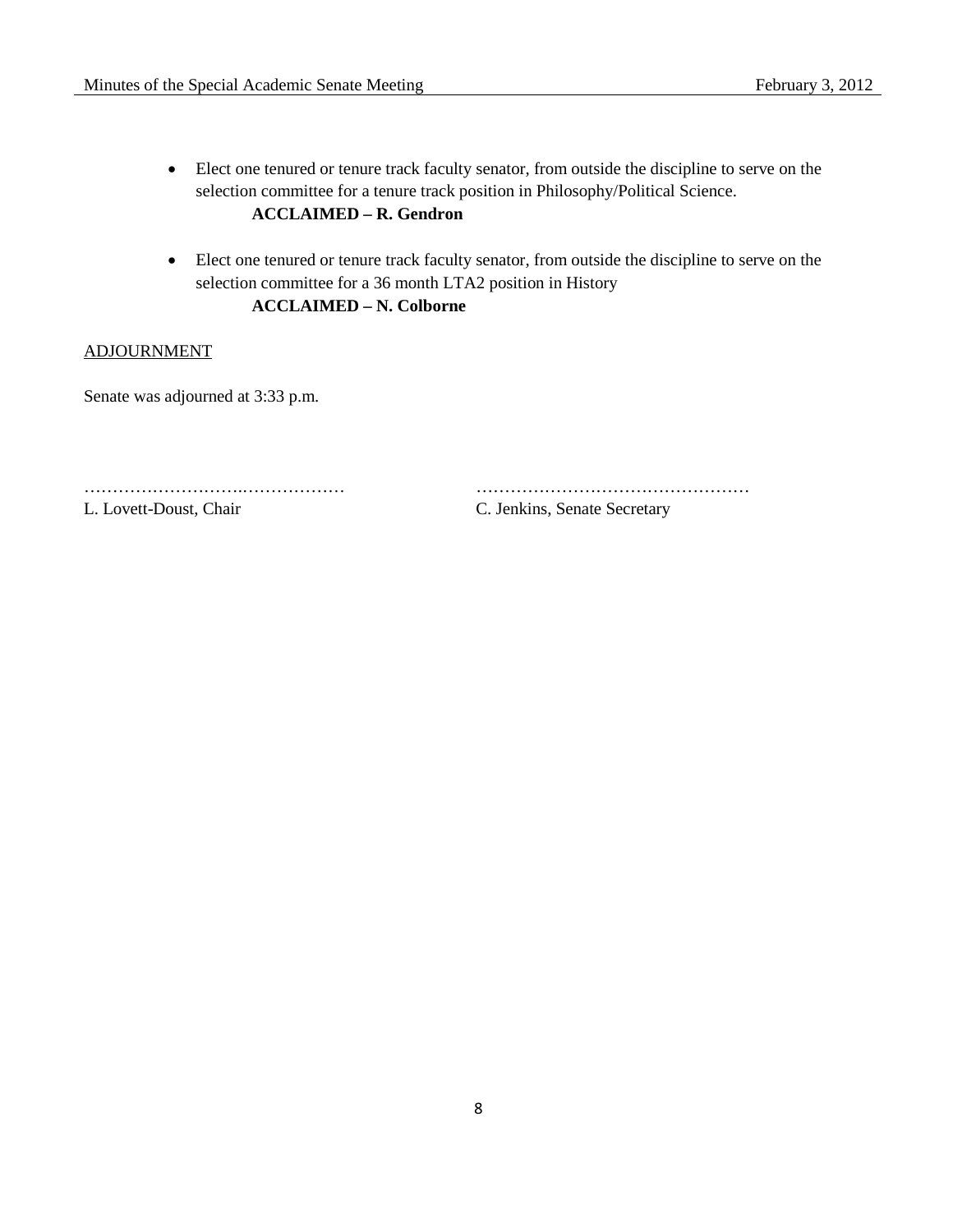- Elect one tenured or tenure track faculty senator, from outside the discipline to serve on the selection committee for a tenure track position in Philosophy/Political Science.
  **ACCLAIMED – R. Gendron**

- Elect one tenured or tenure track faculty senator, from outside the discipline to serve on the selection committee for a 36 month LTA2 position in History
  **ACCLAIMED – N. Colborne**

ADJOURNMENT

Senate was adjourned at 3:33 p.m.

……………………….……………… L. Lovett-Doust, Chair

………………………………………… C. Jenkins, Senate Secretary